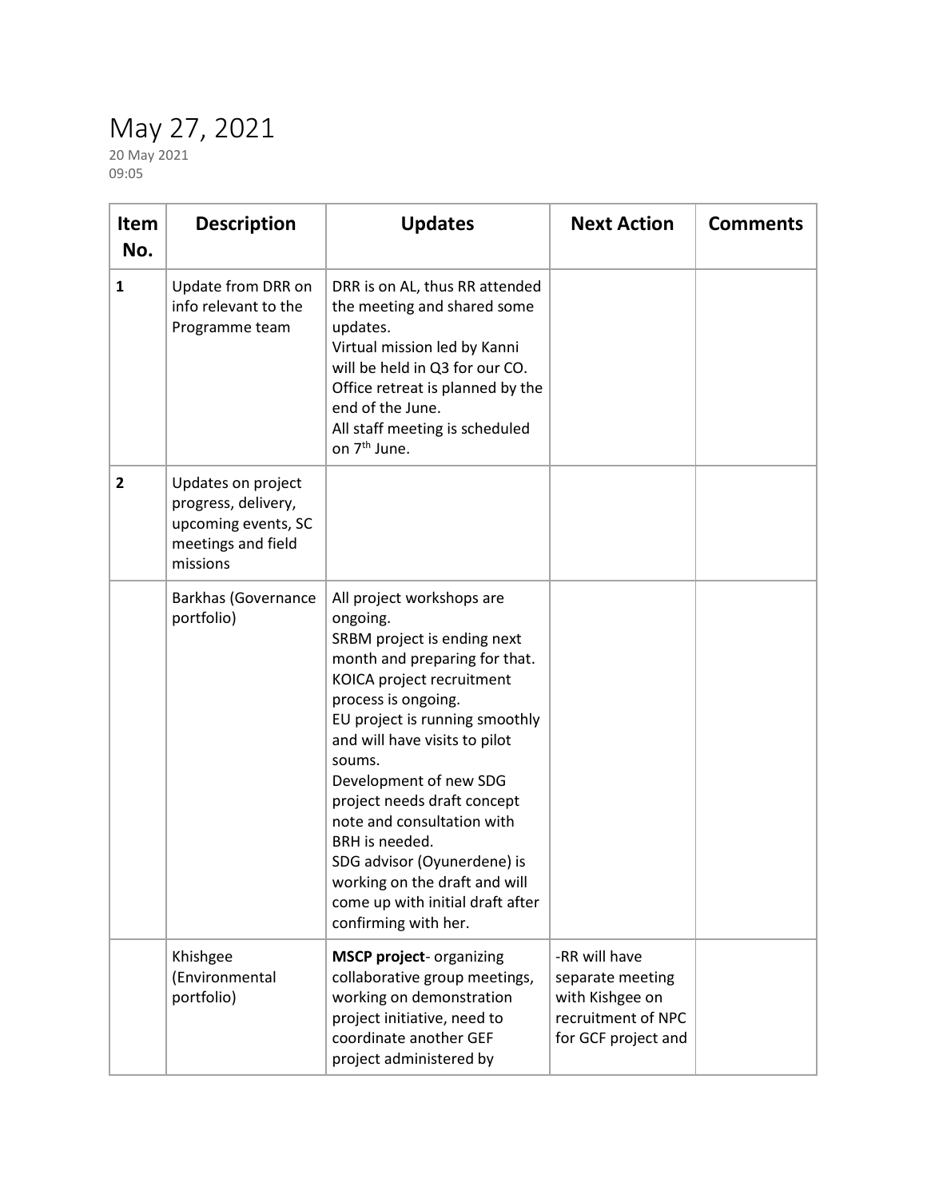# May 27, 2021

20 May 2021
09:05

| Item No. | Description | Updates | Next Action | Comments |
|---|---|---|---|---|
| **1** | Update from DRR on info relevant to the Programme team | DRR is on AL, thus RR attended the meeting and shared some updates.<br>Virtual mission led by Kanni will be held in Q3 for our CO.<br>Office retreat is planned by the end of the June.<br>All staff meeting is scheduled on 7th June. | | |
| **2** | Updates on project progress, delivery, upcoming events, SC meetings and field missions | | | |
| | Barkhas (Governance portfolio) | All project workshops are ongoing.<br>SRBM project is ending next month and preparing for that.<br>KOICA project recruitment process is ongoing.<br>EU project is running smoothly and will have visits to pilot soums.<br>Development of new SDG project needs draft concept note and consultation with BRH is needed.<br>SDG advisor (Oyunerdene) is working on the draft and will come up with initial draft after confirming with her. | | |
| | Khishgee (Environmental portfolio) | **MSCP project**- organizing collaborative group meetings, working on demonstration project initiative, need to coordinate another GEF project administered by | -RR will have separate meeting with Kishgee on recruitment of NPC for GCF project and | |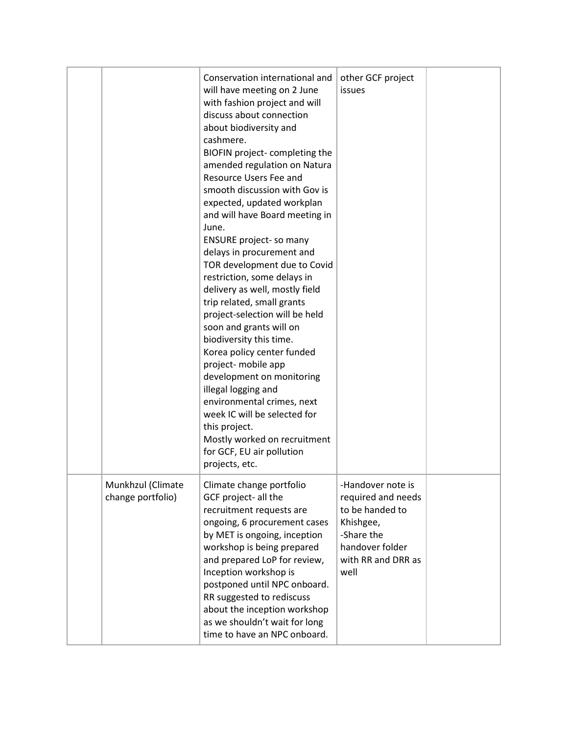| | | | | |
|---|---|---|---|---|
| | | Conservation international and will have meeting on 2 June with fashion project and will discuss about connection about biodiversity and cashmere.<br>BIOFIN project- completing the amended regulation on Natura Resource Users Fee and smooth discussion with Gov is expected, updated workplan and will have Board meeting in June.<br>ENSURE project- so many delays in procurement and TOR development due to Covid restriction, some delays in delivery as well, mostly field trip related, small grants project-selection will be held soon and grants will on biodiversity this time.<br>Korea policy center funded project- mobile app development on monitoring illegal logging and environmental crimes, next week IC will be selected for this project.<br>Mostly worked on recruitment for GCF, EU air pollution projects, etc. | other GCF project issues | |
| | Munkhzul (Climate change portfolio) | Climate change portfolio<br>GCF project- all the recruitment requests are ongoing, 6 procurement cases by MET is ongoing, inception workshop is being prepared and prepared LoP for review, Inception workshop is postponed until NPC onboard. RR suggested to rediscuss about the inception workshop as we shouldn't wait for long time to have an NPC onboard. | -Handover note is required and needs to be handed to Khishgee,<br>-Share the handover folder with RR and DRR as well | |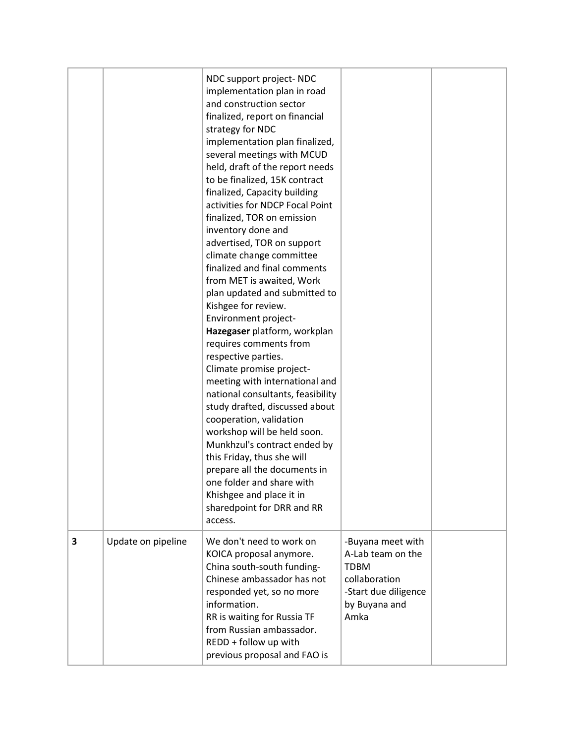|  |  |  |  |  |
|---|---|---|---|---|
|  |  | NDC support project- NDC implementation plan in road and construction sector finalized, report on financial strategy for NDC implementation plan finalized, several meetings with MCUD held, draft of the report needs to be finalized, 15K contract finalized, Capacity building activities for NDCP Focal Point finalized, TOR on emission inventory done and advertised, TOR on support climate change committee finalized and final comments from MET is awaited, Work plan updated and submitted to Kishgee for review.<br>Environment project- **Hazegaser** platform, workplan requires comments from respective parties.<br>Climate promise project- meeting with international and national consultants, feasibility study drafted, discussed about cooperation, validation workshop will be held soon.<br>Munkhzul's contract ended by this Friday, thus she will prepare all the documents in one folder and share with Khishgee and place it in sharedpoint for DRR and RR access. |  |  |
| **3** | Update on pipeline | We don't need to work on KOICA proposal anymore.<br>China south-south funding- Chinese ambassador has not responded yet, so no more information.<br>RR is waiting for Russia TF from Russian ambassador.<br>REDD + follow up with previous proposal and FAO is | -Buyana meet with A-Lab team on the TDBM collaboration<br>-Start due diligence by Buyana and Amka |  |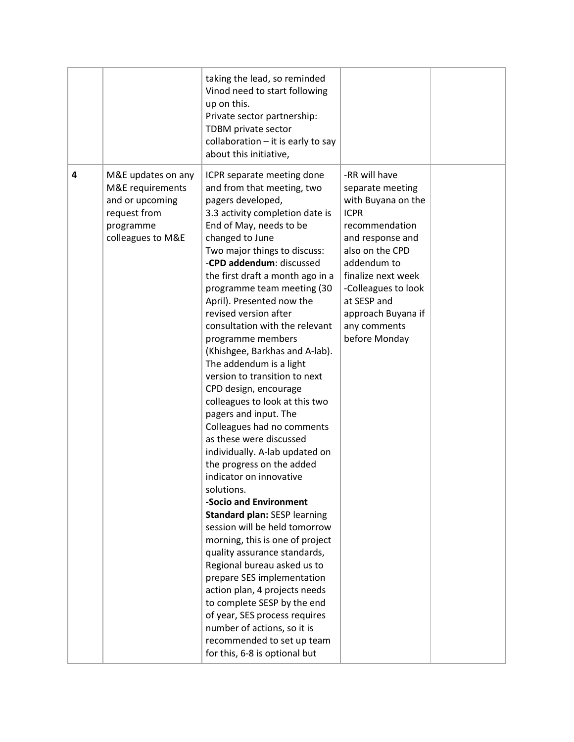| | | | | |
|---|---|---|---|---|
| | | taking the lead, so reminded Vinod need to start following up on this.<br>Private sector partnership: TDBM private sector collaboration – it is early to say about this initiative, | | |
| 4 | M&E updates on any M&E requirements and or upcoming request from programme colleagues to M&E | ICPR separate meeting done and from that meeting, two pagers developed,<br>3.3 activity completion date is End of May, needs to be changed to June<br>Two major things to discuss:<br>-**CPD addendum**: discussed the first draft a month ago in a programme team meeting (30 April). Presented now the revised version after consultation with the relevant programme members (Khishgee, Barkhas and A-lab). The addendum is a light version to transition to next CPD design, encourage colleagues to look at this two pagers and input. The Colleagues had no comments as these were discussed individually. A-lab updated on the progress on the added indicator on innovative solutions.<br>**-Socio and Environment Standard plan:** SESP learning session will be held tomorrow morning, this is one of project quality assurance standards, Regional bureau asked us to prepare SES implementation action plan, 4 projects needs to complete SESP by the end of year, SES process requires number of actions, so it is recommended to set up team for this, 6-8 is optional but | -RR will have separate meeting with Buyana on the ICPR recommendation and response and also on the CPD addendum to finalize next week<br>-Colleagues to look at SESP and approach Buyana if any comments before Monday | |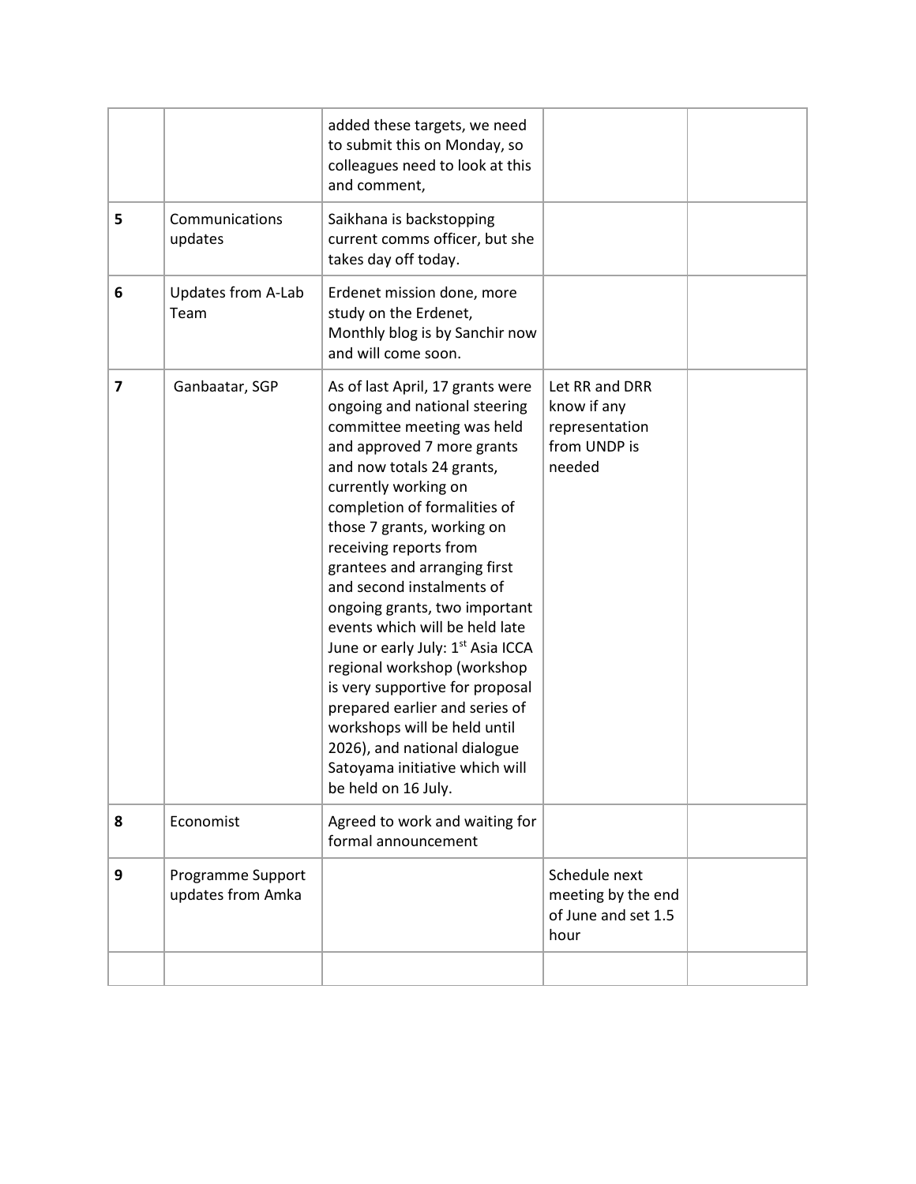| | | | | |
|---|---|---|---|---|
| | | added these targets, we need to submit this on Monday, so colleagues need to look at this and comment, | | |
| **5** | Communications updates | Saikhana is backstopping current comms officer, but she takes day off today. | | |
| **6** | Updates from A-Lab Team | Erdenet mission done, more study on the Erdenet, Monthly blog is by Sanchir now and will come soon. | | |
| **7** | Ganbaatar, SGP | As of last April, 17 grants were ongoing and national steering committee meeting was held and approved 7 more grants and now totals 24 grants, currently working on completion of formalities of those 7 grants, working on receiving reports from grantees and arranging first and second instalments of ongoing grants, two important events which will be held late June or early July: 1st Asia ICCA regional workshop (workshop is very supportive for proposal prepared earlier and series of workshops will be held until 2026), and national dialogue Satoyama initiative which will be held on 16 July. | Let RR and DRR know if any representation from UNDP is needed | |
| **8** | Economist | Agreed to work and waiting for formal announcement | | |
| **9** | Programme Support updates from Amka | | Schedule next meeting by the end of June and set 1.5 hour | |
| | | | | |